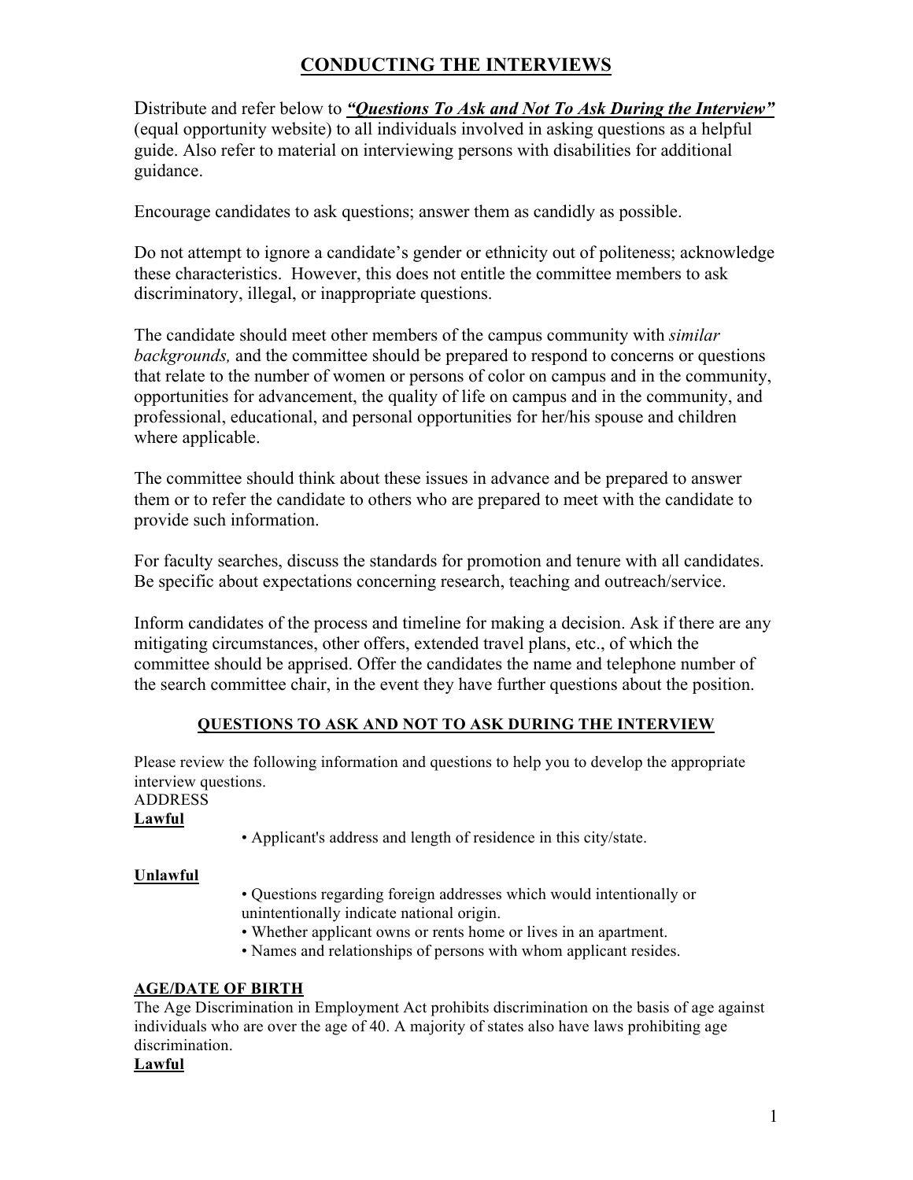# CONDUCTING THE INTERVIEWS

Distribute and refer below to ***"Questions To Ask and Not To Ask During the Interview"*** (equal opportunity website) to all individuals involved in asking questions as a helpful guide. Also refer to material on interviewing persons with disabilities for additional guidance.

Encourage candidates to ask questions; answer them as candidly as possible.

Do not attempt to ignore a candidate's gender or ethnicity out of politeness; acknowledge these characteristics. However, this does not entitle the committee members to ask discriminatory, illegal, or inappropriate questions.

The candidate should meet other members of the campus community with *similar backgrounds,* and the committee should be prepared to respond to concerns or questions that relate to the number of women or persons of color on campus and in the community, opportunities for advancement, the quality of life on campus and in the community, and professional, educational, and personal opportunities for her/his spouse and children where applicable.

The committee should think about these issues in advance and be prepared to answer them or to refer the candidate to others who are prepared to meet with the candidate to provide such information.

For faculty searches, discuss the standards for promotion and tenure with all candidates. Be specific about expectations concerning research, teaching and outreach/service.

Inform candidates of the process and timeline for making a decision. Ask if there are any mitigating circumstances, other offers, extended travel plans, etc., of which the committee should be apprised. Offer the candidates the name and telephone number of the search committee chair, in the event they have further questions about the position.

## QUESTIONS TO ASK AND NOT TO ASK DURING THE INTERVIEW

Please review the following information and questions to help you to develop the appropriate interview questions.

ADDRESS

**Lawful**

- Applicant's address and length of residence in this city/state.

**Unlawful**

- Questions regarding foreign addresses which would intentionally or unintentionally indicate national origin.
- Whether applicant owns or rents home or lives in an apartment.
- Names and relationships of persons with whom applicant resides.

### AGE/DATE OF BIRTH

The Age Discrimination in Employment Act prohibits discrimination on the basis of age against individuals who are over the age of 40. A majority of states also have laws prohibiting age discrimination.

**Lawful**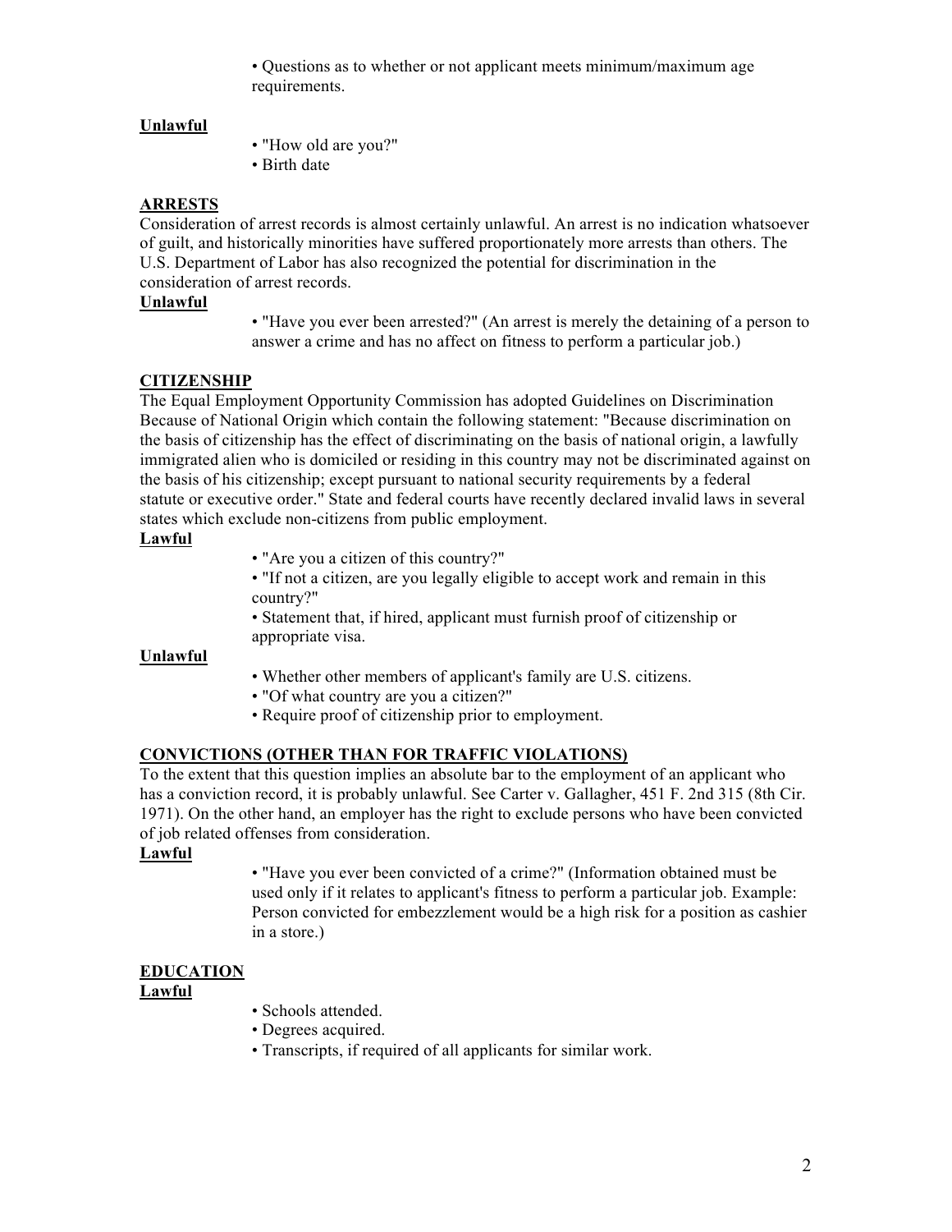- Questions as to whether or not applicant meets minimum/maximum age requirements.

**Unlawful**

- "How old are you?"
- Birth date

## ARRESTS

Consideration of arrest records is almost certainly unlawful. An arrest is no indication whatsoever of guilt, and historically minorities have suffered proportionately more arrests than others. The U.S. Department of Labor has also recognized the potential for discrimination in the consideration of arrest records.

**Unlawful**

- "Have you ever been arrested?" (An arrest is merely the detaining of a person to answer a crime and has no affect on fitness to perform a particular job.)

## CITIZENSHIP

The Equal Employment Opportunity Commission has adopted Guidelines on Discrimination Because of National Origin which contain the following statement: "Because discrimination on the basis of citizenship has the effect of discriminating on the basis of national origin, a lawfully immigrated alien who is domiciled or residing in this country may not be discriminated against on the basis of his citizenship; except pursuant to national security requirements by a federal statute or executive order." State and federal courts have recently declared invalid laws in several states which exclude non-citizens from public employment.

**Lawful**

- "Are you a citizen of this country?"
- "If not a citizen, are you legally eligible to accept work and remain in this country?"
- Statement that, if hired, applicant must furnish proof of citizenship or appropriate visa.

**Unlawful**

- Whether other members of applicant's family are U.S. citizens.
- "Of what country are you a citizen?"
- Require proof of citizenship prior to employment.

## CONVICTIONS (OTHER THAN FOR TRAFFIC VIOLATIONS)

To the extent that this question implies an absolute bar to the employment of an applicant who has a conviction record, it is probably unlawful. See Carter v. Gallagher, 451 F. 2nd 315 (8th Cir. 1971). On the other hand, an employer has the right to exclude persons who have been convicted of job related offenses from consideration.

**Lawful**

- "Have you ever been convicted of a crime?" (Information obtained must be used only if it relates to applicant's fitness to perform a particular job. Example: Person convicted for embezzlement would be a high risk for a position as cashier in a store.)

## EDUCATION

**Lawful**

- Schools attended.
- Degrees acquired.
- Transcripts, if required of all applicants for similar work.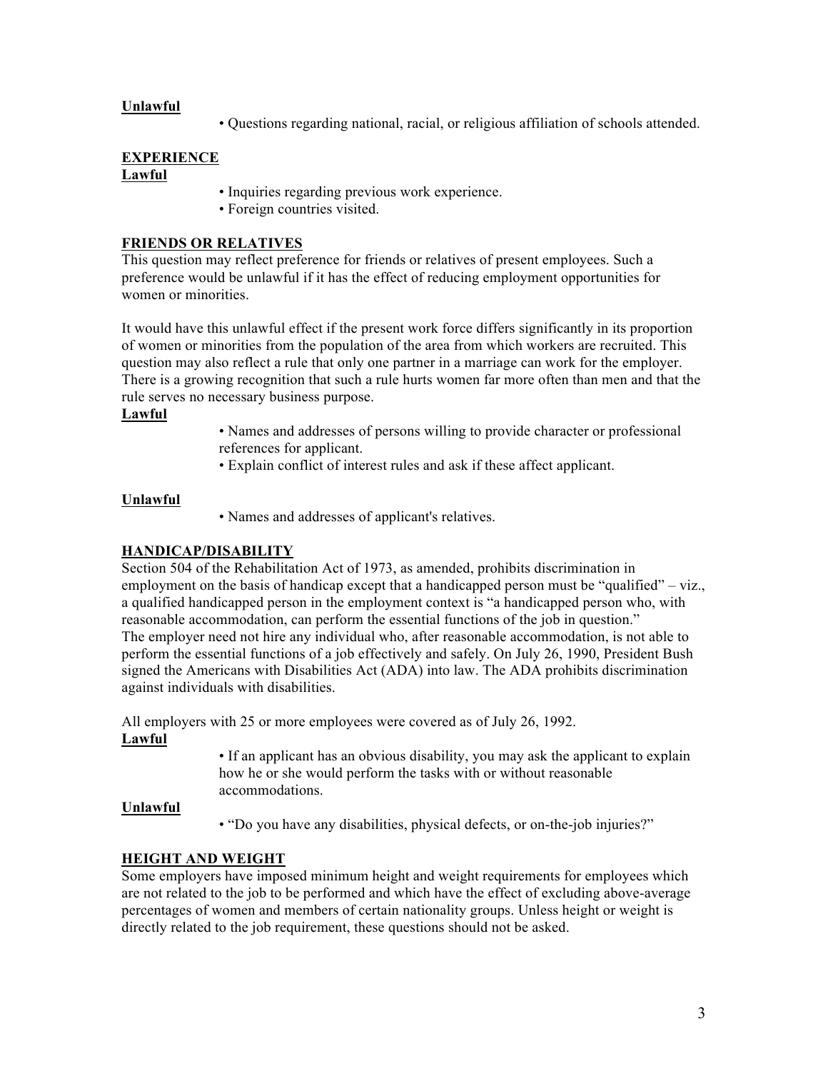**Unlawful**

- Questions regarding national, racial, or religious affiliation of schools attended.

## EXPERIENCE

**Lawful**

- Inquiries regarding previous work experience.
- Foreign countries visited.

## FRIENDS OR RELATIVES

This question may reflect preference for friends or relatives of present employees. Such a preference would be unlawful if it has the effect of reducing employment opportunities for women or minorities.

It would have this unlawful effect if the present work force differs significantly in its proportion of women or minorities from the population of the area from which workers are recruited. This question may also reflect a rule that only one partner in a marriage can work for the employer. There is a growing recognition that such a rule hurts women far more often than men and that the rule serves no necessary business purpose.

**Lawful**

- Names and addresses of persons willing to provide character or professional references for applicant.
- Explain conflict of interest rules and ask if these affect applicant.

**Unlawful**

- Names and addresses of applicant's relatives.

## HANDICAP/DISABILITY

Section 504 of the Rehabilitation Act of 1973, as amended, prohibits discrimination in employment on the basis of handicap except that a handicapped person must be "qualified" – viz., a qualified handicapped person in the employment context is "a handicapped person who, with reasonable accommodation, can perform the essential functions of the job in question." The employer need not hire any individual who, after reasonable accommodation, is not able to perform the essential functions of a job effectively and safely. On July 26, 1990, President Bush signed the Americans with Disabilities Act (ADA) into law. The ADA prohibits discrimination against individuals with disabilities.

All employers with 25 or more employees were covered as of July 26, 1992.

**Lawful**

- If an applicant has an obvious disability, you may ask the applicant to explain how he or she would perform the tasks with or without reasonable accommodations.

**Unlawful**

- "Do you have any disabilities, physical defects, or on-the-job injuries?"

## HEIGHT AND WEIGHT

Some employers have imposed minimum height and weight requirements for employees which are not related to the job to be performed and which have the effect of excluding above-average percentages of women and members of certain nationality groups. Unless height or weight is directly related to the job requirement, these questions should not be asked.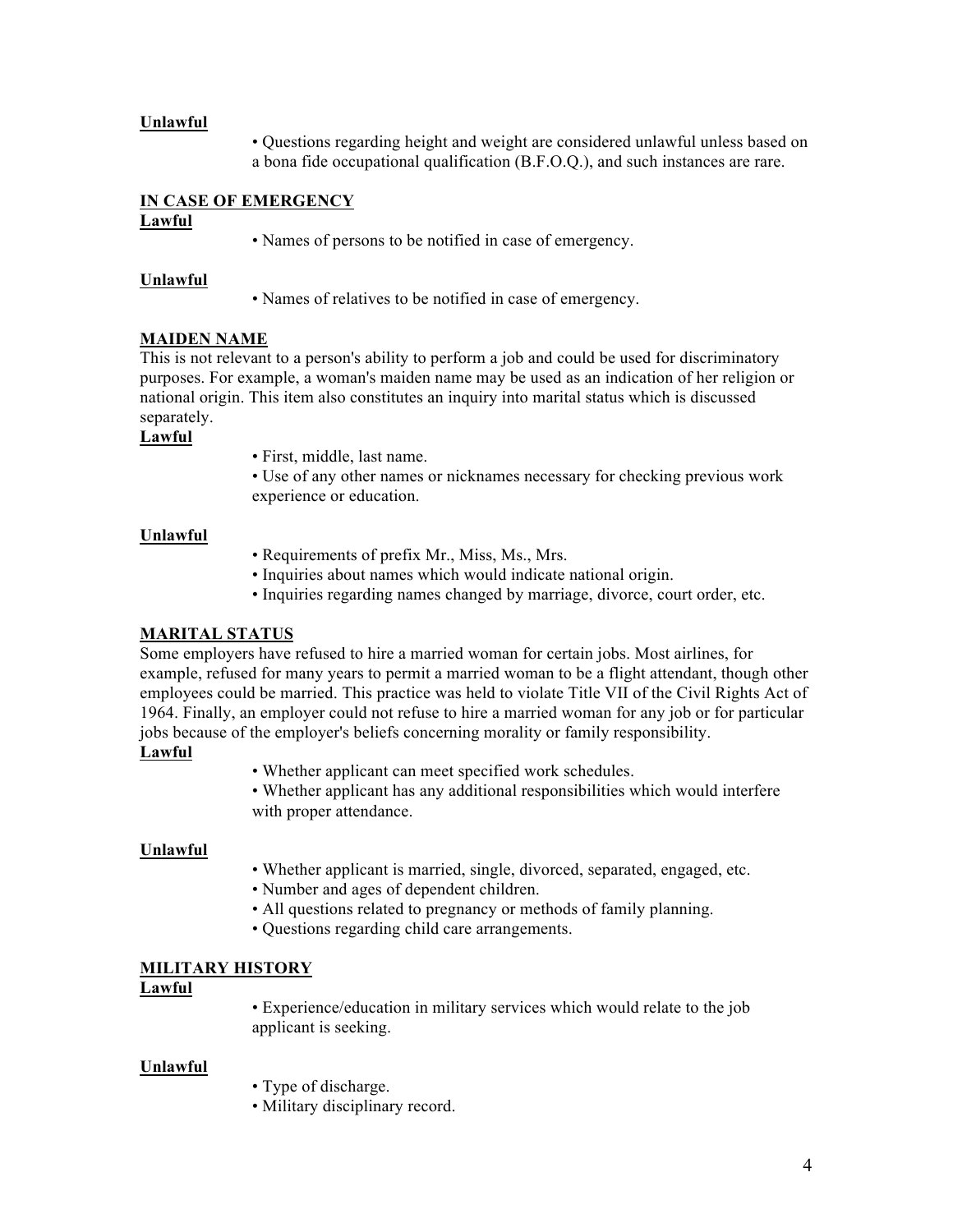**Unlawful**

- Questions regarding height and weight are considered unlawful unless based on a bona fide occupational qualification (B.F.O.Q.), and such instances are rare.

**IN CASE OF EMERGENCY**

**Lawful**

- Names of persons to be notified in case of emergency.

**Unlawful**

- Names of relatives to be notified in case of emergency.

**MAIDEN NAME**

This is not relevant to a person's ability to perform a job and could be used for discriminatory purposes. For example, a woman's maiden name may be used as an indication of her religion or national origin. This item also constitutes an inquiry into marital status which is discussed separately.

**Lawful**

- First, middle, last name.
- Use of any other names or nicknames necessary for checking previous work experience or education.

**Unlawful**

- Requirements of prefix Mr., Miss, Ms., Mrs.
- Inquiries about names which would indicate national origin.
- Inquiries regarding names changed by marriage, divorce, court order, etc.

**MARITAL STATUS**

Some employers have refused to hire a married woman for certain jobs. Most airlines, for example, refused for many years to permit a married woman to be a flight attendant, though other employees could be married. This practice was held to violate Title VII of the Civil Rights Act of 1964. Finally, an employer could not refuse to hire a married woman for any job or for particular jobs because of the employer's beliefs concerning morality or family responsibility.

**Lawful**

- Whether applicant can meet specified work schedules.
- Whether applicant has any additional responsibilities which would interfere with proper attendance.

**Unlawful**

- Whether applicant is married, single, divorced, separated, engaged, etc.
- Number and ages of dependent children.
- All questions related to pregnancy or methods of family planning.
- Questions regarding child care arrangements.

**MILITARY HISTORY**

**Lawful**

- Experience/education in military services which would relate to the job applicant is seeking.

**Unlawful**

- Type of discharge.
- Military disciplinary record.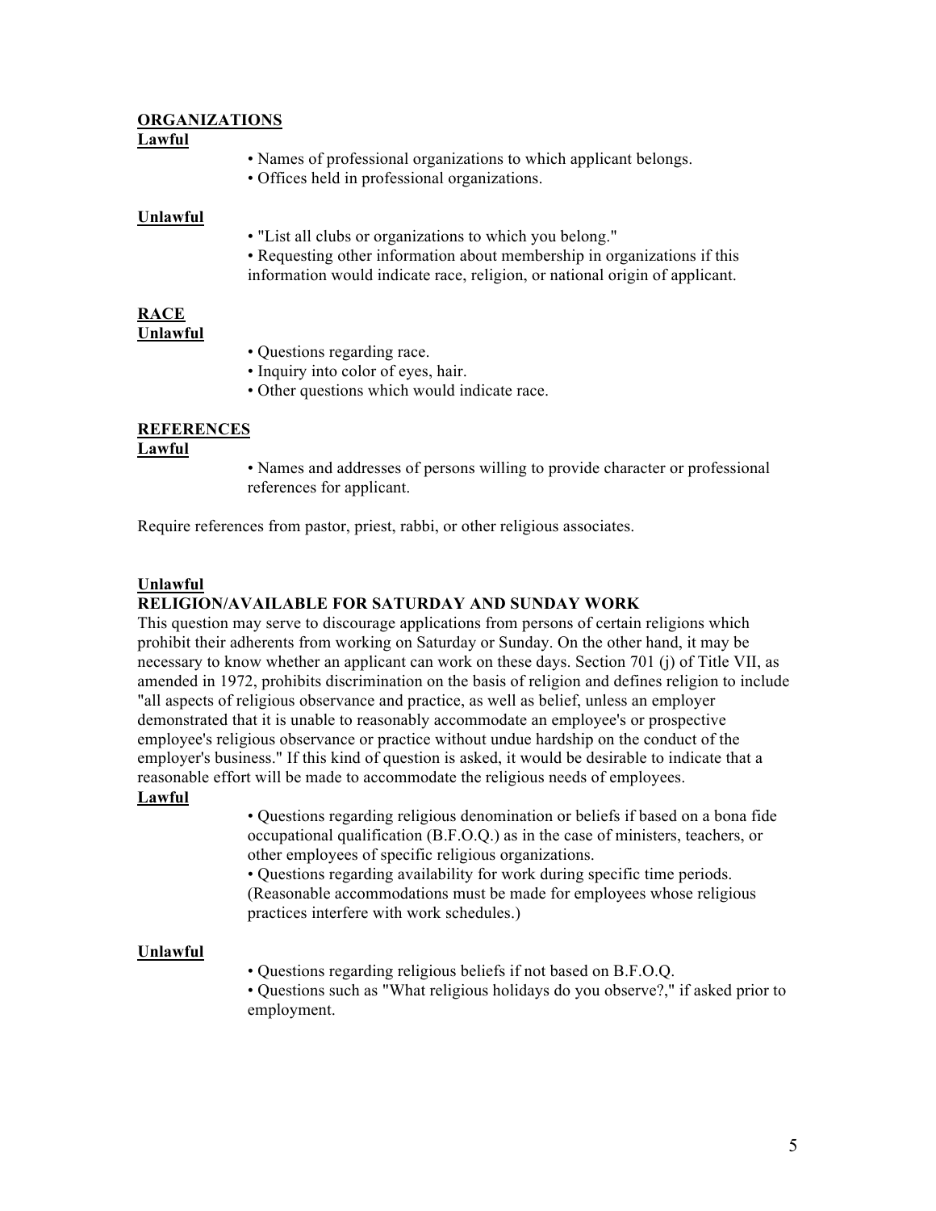**ORGANIZATIONS**

**Lawful**

- Names of professional organizations to which applicant belongs.
- Offices held in professional organizations.

**Unlawful**

- "List all clubs or organizations to which you belong."
- Requesting other information about membership in organizations if this information would indicate race, religion, or national origin of applicant.

**RACE**

**Unlawful**

- Questions regarding race.
- Inquiry into color of eyes, hair.
- Other questions which would indicate race.

**REFERENCES**

**Lawful**

- Names and addresses of persons willing to provide character or professional references for applicant.

Require references from pastor, priest, rabbi, or other religious associates.

**Unlawful**

**RELIGION/AVAILABLE FOR SATURDAY AND SUNDAY WORK**

This question may serve to discourage applications from persons of certain religions which prohibit their adherents from working on Saturday or Sunday. On the other hand, it may be necessary to know whether an applicant can work on these days. Section 701 (j) of Title VII, as amended in 1972, prohibits discrimination on the basis of religion and defines religion to include "all aspects of religious observance and practice, as well as belief, unless an employer demonstrated that it is unable to reasonably accommodate an employee's or prospective employee's religious observance or practice without undue hardship on the conduct of the employer's business." If this kind of question is asked, it would be desirable to indicate that a reasonable effort will be made to accommodate the religious needs of employees.

**Lawful**

- Questions regarding religious denomination or beliefs if based on a bona fide occupational qualification (B.F.O.Q.) as in the case of ministers, teachers, or other employees of specific religious organizations.
- Questions regarding availability for work during specific time periods. (Reasonable accommodations must be made for employees whose religious practices interfere with work schedules.)

**Unlawful**

- Questions regarding religious beliefs if not based on B.F.O.Q.
- Questions such as "What religious holidays do you observe?," if asked prior to employment.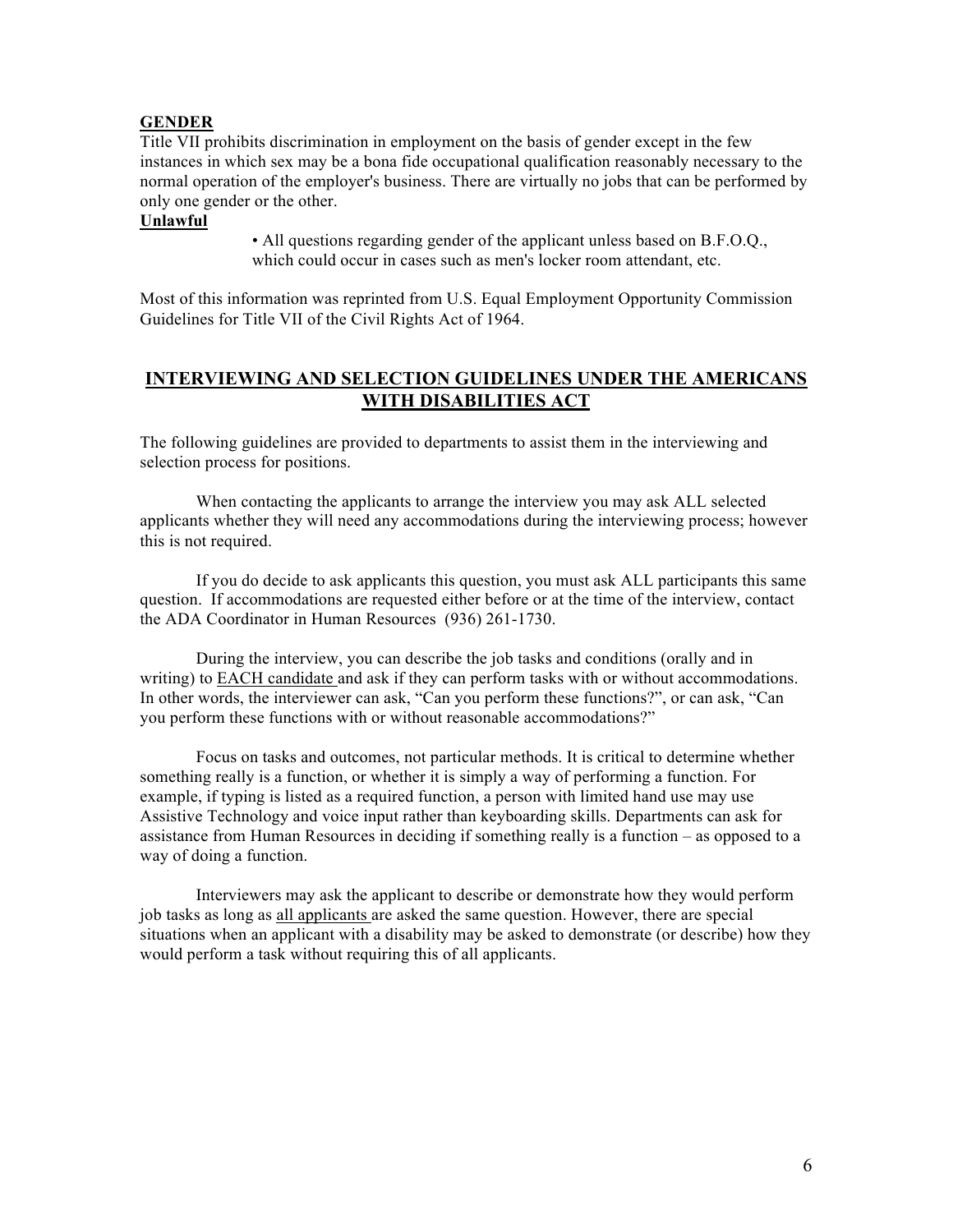**GENDER**

Title VII prohibits discrimination in employment on the basis of gender except in the few instances in which sex may be a bona fide occupational qualification reasonably necessary to the normal operation of the employer's business. There are virtually no jobs that can be performed by only one gender or the other.

**Unlawful**

- All questions regarding gender of the applicant unless based on B.F.O.Q., which could occur in cases such as men's locker room attendant, etc.

Most of this information was reprinted from U.S. Equal Employment Opportunity Commission Guidelines for Title VII of the Civil Rights Act of 1964.

## INTERVIEWING AND SELECTION GUIDELINES UNDER THE AMERICANS WITH DISABILITIES ACT

The following guidelines are provided to departments to assist them in the interviewing and selection process for positions.

When contacting the applicants to arrange the interview you may ask ALL selected applicants whether they will need any accommodations during the interviewing process; however this is not required.

If you do decide to ask applicants this question, you must ask ALL participants this same question. If accommodations are requested either before or at the time of the interview, contact the ADA Coordinator in Human Resources (936) 261-1730.

During the interview, you can describe the job tasks and conditions (orally and in writing) to EACH candidate and ask if they can perform tasks with or without accommodations. In other words, the interviewer can ask, "Can you perform these functions?", or can ask, "Can you perform these functions with or without reasonable accommodations?"

Focus on tasks and outcomes, not particular methods. It is critical to determine whether something really is a function, or whether it is simply a way of performing a function. For example, if typing is listed as a required function, a person with limited hand use may use Assistive Technology and voice input rather than keyboarding skills. Departments can ask for assistance from Human Resources in deciding if something really is a function – as opposed to a way of doing a function.

Interviewers may ask the applicant to describe or demonstrate how they would perform job tasks as long as all applicants are asked the same question. However, there are special situations when an applicant with a disability may be asked to demonstrate (or describe) how they would perform a task without requiring this of all applicants.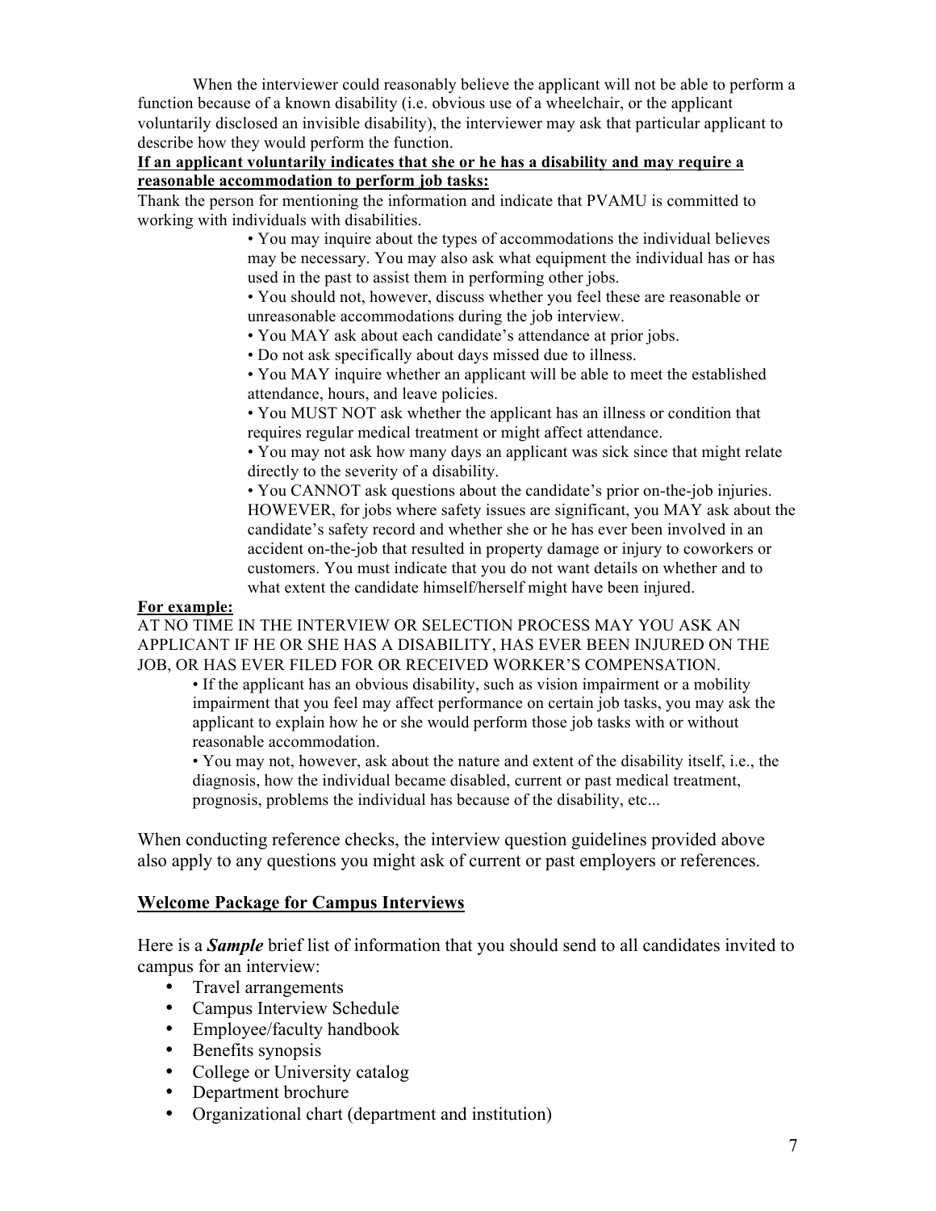When the interviewer could reasonably believe the applicant will not be able to perform a function because of a known disability (i.e. obvious use of a wheelchair, or the applicant voluntarily disclosed an invisible disability), the interviewer may ask that particular applicant to describe how they would perform the function.

**If an applicant voluntarily indicates that she or he has a disability and may require a reasonable accommodation to perform job tasks:**

Thank the person for mentioning the information and indicate that PVAMU is committed to working with individuals with disabilities.

- You may inquire about the types of accommodations the individual believes may be necessary. You may also ask what equipment the individual has or has used in the past to assist them in performing other jobs.
- You should not, however, discuss whether you feel these are reasonable or unreasonable accommodations during the job interview.
- You MAY ask about each candidate's attendance at prior jobs.
- Do not ask specifically about days missed due to illness.
- You MAY inquire whether an applicant will be able to meet the established attendance, hours, and leave policies.
- You MUST NOT ask whether the applicant has an illness or condition that requires regular medical treatment or might affect attendance.
- You may not ask how many days an applicant was sick since that might relate directly to the severity of a disability.
- You CANNOT ask questions about the candidate's prior on-the-job injuries. HOWEVER, for jobs where safety issues are significant, you MAY ask about the candidate's safety record and whether she or he has ever been involved in an accident on-the-job that resulted in property damage or injury to coworkers or customers. You must indicate that you do not want details on whether and to what extent the candidate himself/herself might have been injured.

**For example:**

AT NO TIME IN THE INTERVIEW OR SELECTION PROCESS MAY YOU ASK AN APPLICANT IF HE OR SHE HAS A DISABILITY, HAS EVER BEEN INJURED ON THE JOB, OR HAS EVER FILED FOR OR RECEIVED WORKER'S COMPENSATION.

- If the applicant has an obvious disability, such as vision impairment or a mobility impairment that you feel may affect performance on certain job tasks, you may ask the applicant to explain how he or she would perform those job tasks with or without reasonable accommodation.
- You may not, however, ask about the nature and extent of the disability itself, i.e., the diagnosis, how the individual became disabled, current or past medical treatment, prognosis, problems the individual has because of the disability, etc...

When conducting reference checks, the interview question guidelines provided above also apply to any questions you might ask of current or past employers or references.

## Welcome Package for Campus Interviews

Here is a ***Sample*** brief list of information that you should send to all candidates invited to campus for an interview:

- Travel arrangements
- Campus Interview Schedule
- Employee/faculty handbook
- Benefits synopsis
- College or University catalog
- Department brochure
- Organizational chart (department and institution)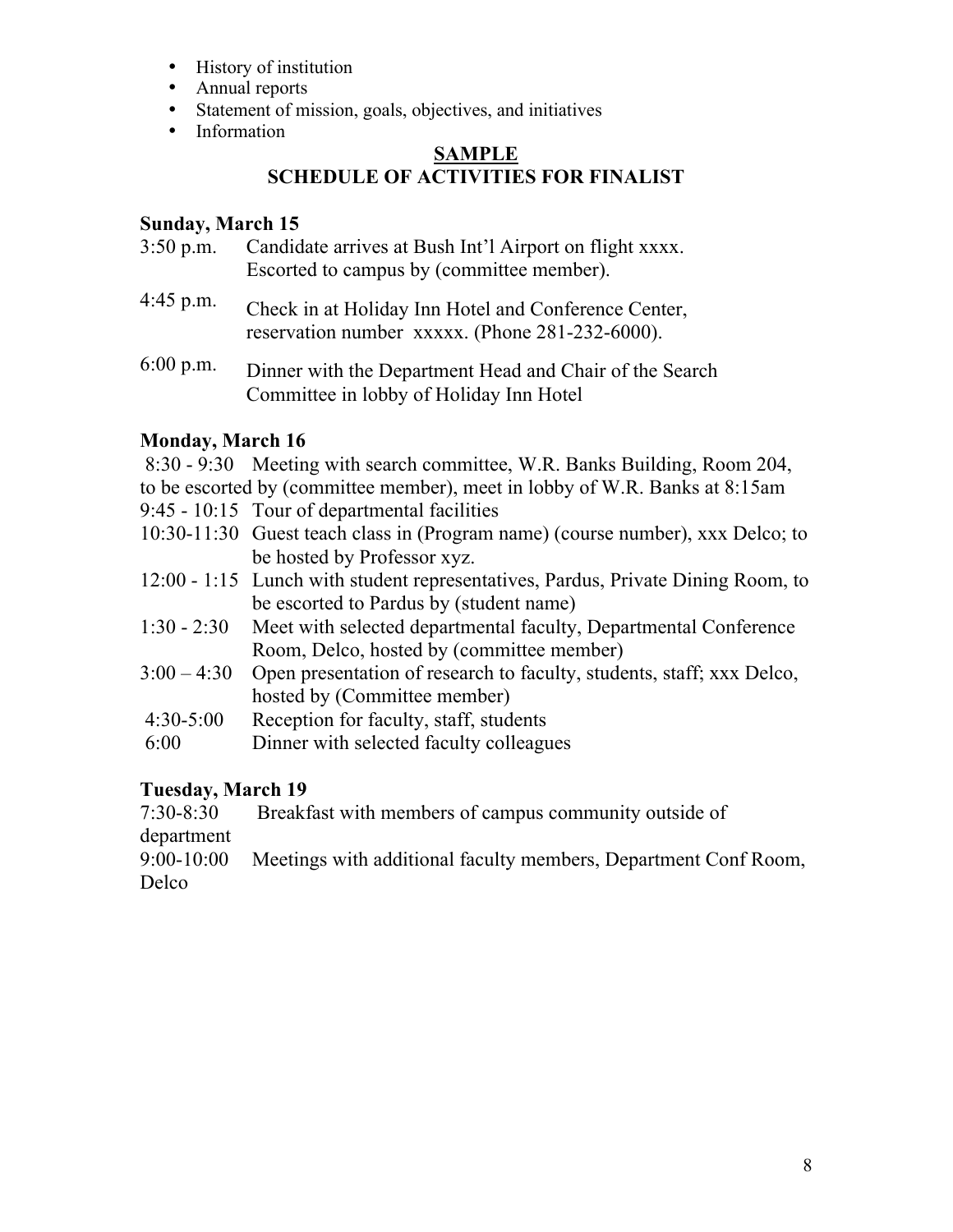- History of institution
- Annual reports
- Statement of mission, goals, objectives, and initiatives
- Information

## SAMPLE
## SCHEDULE OF ACTIVITIES FOR FINALIST

**Sunday, March 15**

3:50 p.m. Candidate arrives at Bush Int'l Airport on flight xxxx. Escorted to campus by (committee member).

4:45 p.m. Check in at Holiday Inn Hotel and Conference Center, reservation number xxxxx. (Phone 281-232-6000).

6:00 p.m. Dinner with the Department Head and Chair of the Search Committee in lobby of Holiday Inn Hotel

**Monday, March 16**

8:30 - 9:30 Meeting with search committee, W.R. Banks Building, Room 204, to be escorted by (committee member), meet in lobby of W.R. Banks at 8:15am

9:45 - 10:15 Tour of departmental facilities

10:30-11:30 Guest teach class in (Program name) (course number), xxx Delco; to be hosted by Professor xyz.

12:00 - 1:15 Lunch with student representatives, Pardus, Private Dining Room, to be escorted to Pardus by (student name)

1:30 - 2:30 Meet with selected departmental faculty, Departmental Conference Room, Delco, hosted by (committee member)

3:00 – 4:30 Open presentation of research to faculty, students, staff; xxx Delco, hosted by (Committee member)

4:30-5:00 Reception for faculty, staff, students

6:00 Dinner with selected faculty colleagues

**Tuesday, March 19**

7:30-8:30 Breakfast with members of campus community outside of department

9:00-10:00 Meetings with additional faculty members, Department Conf Room, Delco